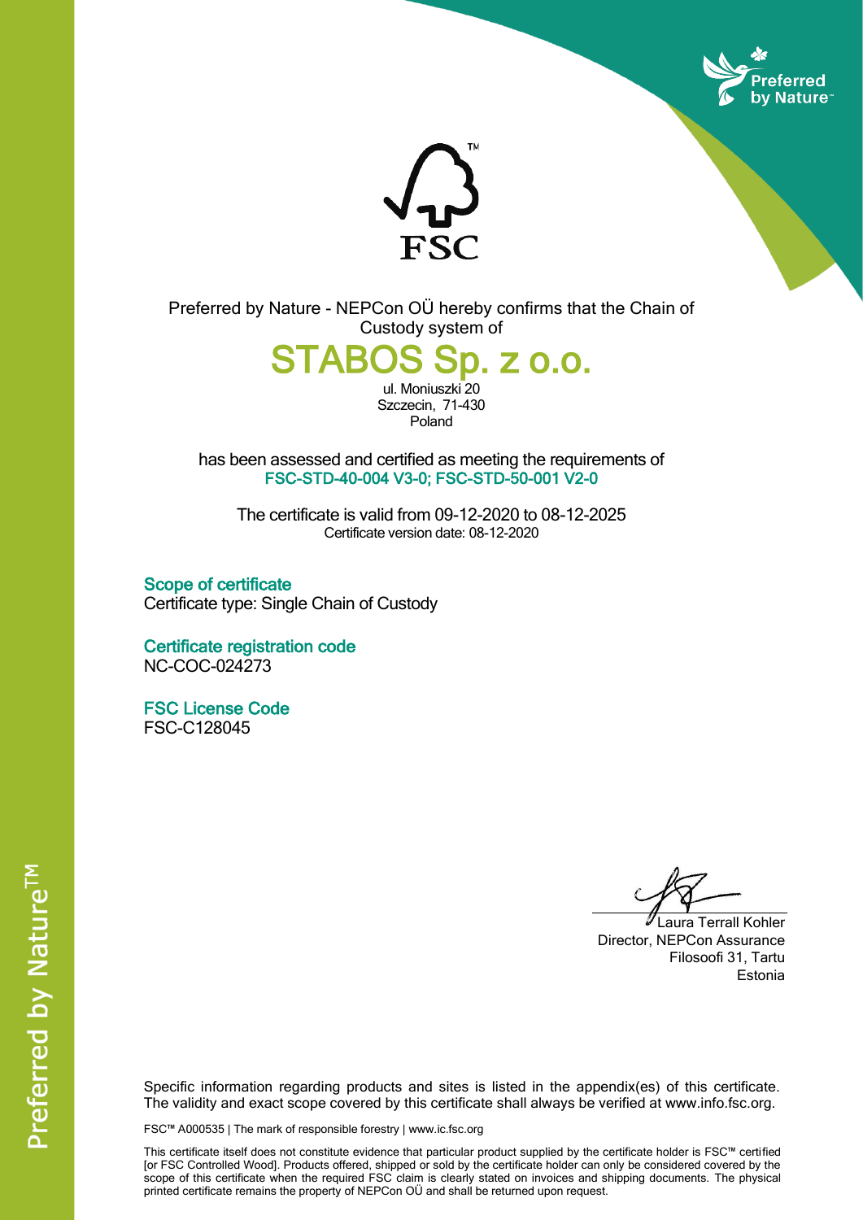Preferred by Nature - NEPCon OÜ hereby confirms that the Chain of Custody system of

# STABOS Sp. z o.o.

ul. Moniuszki 20
Szczecin, 71-430
Poland

has been assessed and certified as meeting the requirements of
**FSC-STD-40-004 V3-0; FSC-STD-50-001 V2-0**

The certificate is valid from 09-12-2020 to 08-12-2025
Certificate version date: 08-12-2020

## Scope of certificate

Certificate type: Single Chain of Custody

## Certificate registration code

NC-COC-024273

## FSC License Code

FSC-C128045

Laura Terrall Kohler
Director, NEPCon Assurance
Filosoofi 31, Tartu
Estonia

Specific information regarding products and sites is listed in the appendix(es) of this certificate. The validity and exact scope covered by this certificate shall always be verified at www.info.fsc.org.

FSC™ A000535 | The mark of responsible forestry | www.ic.fsc.org

This certificate itself does not constitute evidence that particular product supplied by the certificate holder is FSC™ certified [or FSC Controlled Wood]. Products offered, shipped or sold by the certificate holder can only be considered covered by the scope of this certificate when the required FSC claim is clearly stated on invoices and shipping documents. The physical printed certificate remains the property of NEPCon OÜ and shall be returned upon request.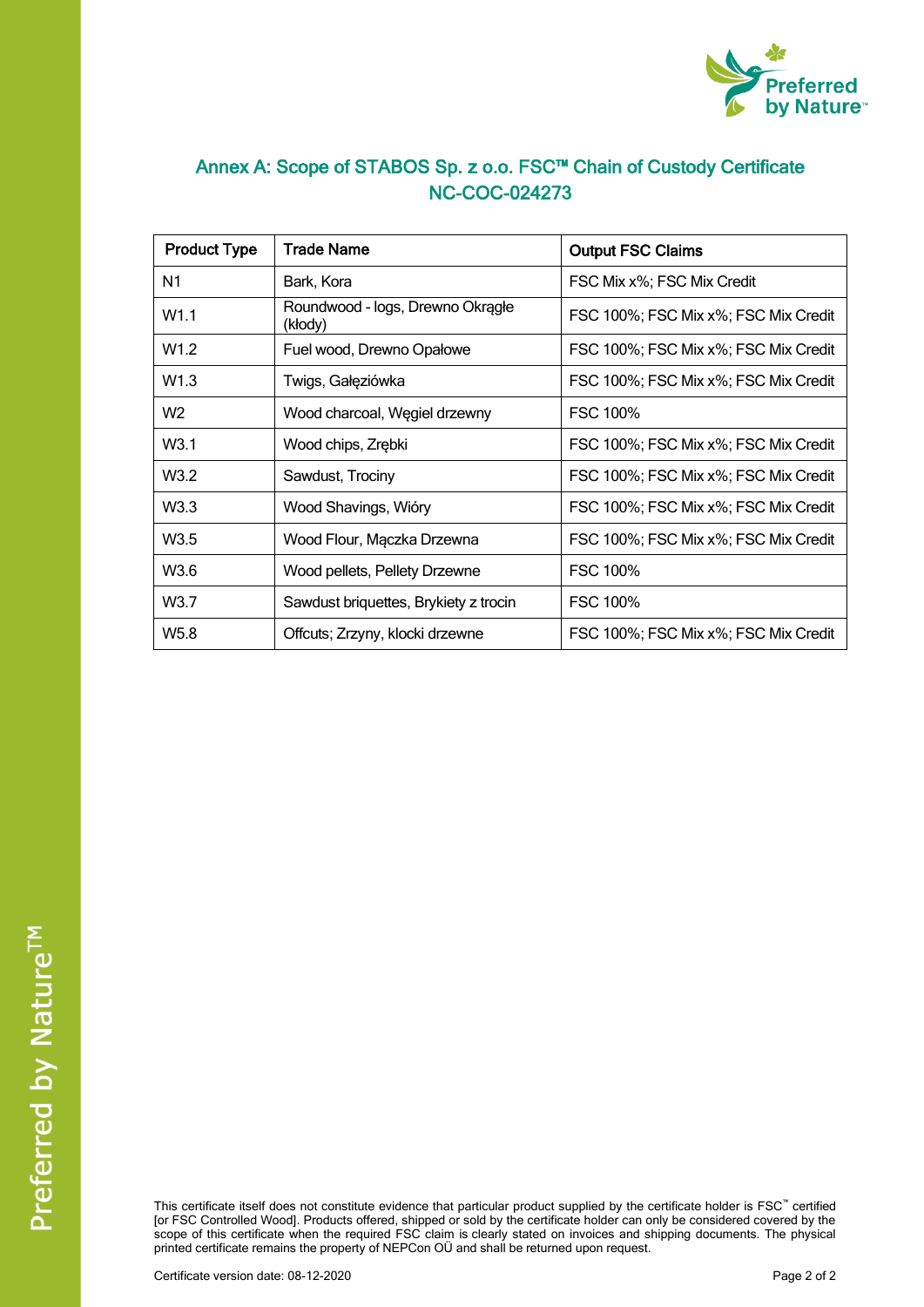## Annex A: Scope of STABOS Sp. z o.o. FSC™ Chain of Custody Certificate NC-COC-024273

| Product Type | Trade Name | Output FSC Claims |
|---|---|---|
| N1 | Bark, Kora | FSC Mix x%; FSC Mix Credit |
| W1.1 | Roundwood - logs, Drewno Okrągłe (kłody) | FSC 100%; FSC Mix x%; FSC Mix Credit |
| W1.2 | Fuel wood, Drewno Opałowe | FSC 100%; FSC Mix x%; FSC Mix Credit |
| W1.3 | Twigs, Gałęziówka | FSC 100%; FSC Mix x%; FSC Mix Credit |
| W2 | Wood charcoal, Węgiel drzewny | FSC 100% |
| W3.1 | Wood chips, Zrębki | FSC 100%; FSC Mix x%; FSC Mix Credit |
| W3.2 | Sawdust, Trociny | FSC 100%; FSC Mix x%; FSC Mix Credit |
| W3.3 | Wood Shavings, Wióry | FSC 100%; FSC Mix x%; FSC Mix Credit |
| W3.5 | Wood Flour, Mączka Drzewna | FSC 100%; FSC Mix x%; FSC Mix Credit |
| W3.6 | Wood pellets, Pellety Drzewne | FSC 100% |
| W3.7 | Sawdust briquettes, Brykiety z trocin | FSC 100% |
| W5.8 | Offcuts; Zrzyny, klocki drzewne | FSC 100%; FSC Mix x%; FSC Mix Credit |

This certificate itself does not constitute evidence that particular product supplied by the certificate holder is FSC™ certified [or FSC Controlled Wood]. Products offered, shipped or sold by the certificate holder can only be considered covered by the scope of this certificate when the required FSC claim is clearly stated on invoices and shipping documents. The physical printed certificate remains the property of NEPCon OÜ and shall be returned upon request.

Certificate version date: 08-12-2020